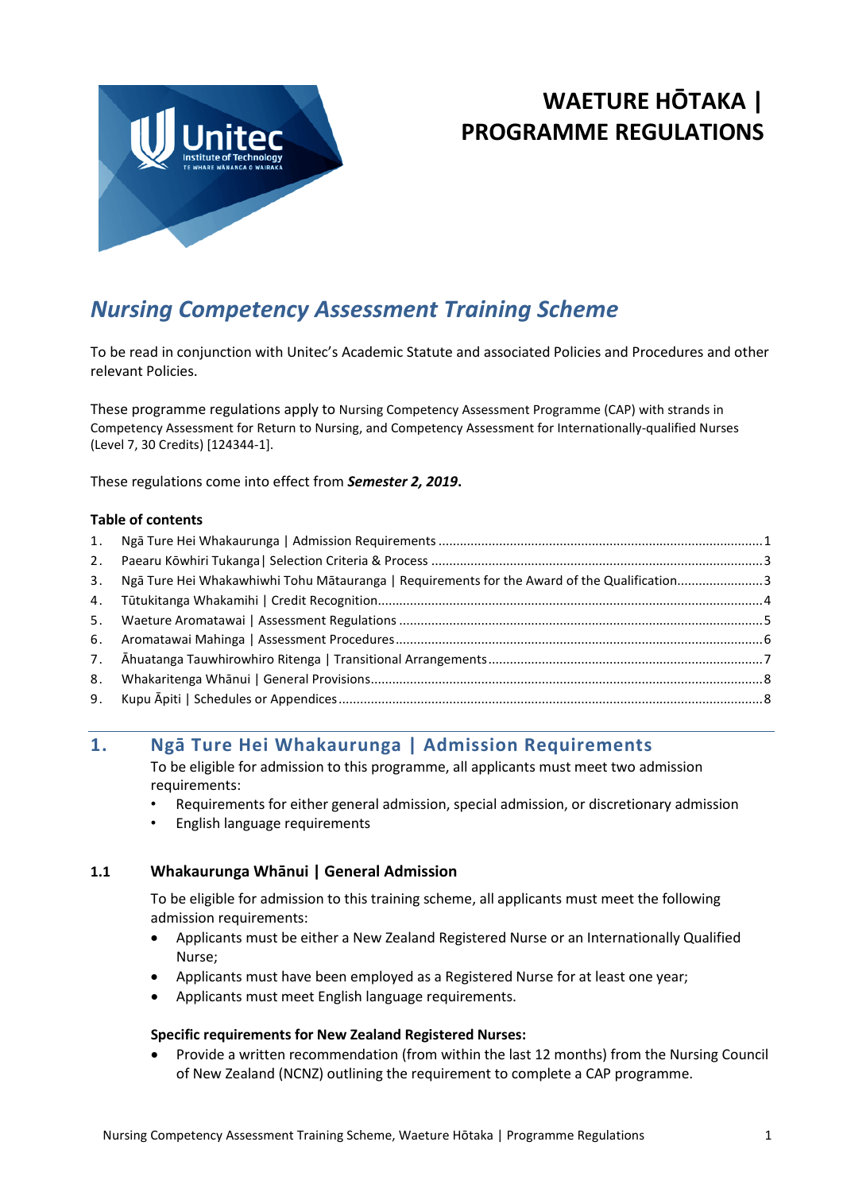# WAETURE HŌTAKA | PROGRAMME REGULATIONS

## *Nursing Competency Assessment Training Scheme*

To be read in conjunction with Unitec's Academic Statute and associated Policies and Procedures and other relevant Policies.

These programme regulations apply to Nursing Competency Assessment Programme (CAP) with strands in Competency Assessment for Return to Nursing, and Competency Assessment for Internationally-qualified Nurses (Level 7, 30 Credits) [124344-1].

These regulations come into effect from ***Semester 2, 2019***.

**Table of contents**

1. Ngā Ture Hei Whakaurunga | Admission Requirements .......... 1
2. Paearu Kōwhiri Tukanga| Selection Criteria & Process .......... 3
3. Ngā Ture Hei Whakawhiwhi Tohu Mātauranga | Requirements for the Award of the Qualification .......... 3
4. Tūtukitanga Whakamihi | Credit Recognition .......... 4
5. Waeture Aromatawai | Assessment Regulations .......... 5
6. Aromatawai Mahinga | Assessment Procedures .......... 6
7. Āhuatanga Tauwhirowhiro Ritenga | Transitional Arrangements .......... 7
8. Whakaritenga Whānui | General Provisions .......... 8
9. Kupu Āpiti | Schedules or Appendices .......... 8

## 1. Ngā Ture Hei Whakaurunga | Admission Requirements

To be eligible for admission to this programme, all applicants must meet two admission requirements:

- Requirements for either general admission, special admission, or discretionary admission
- English language requirements

### 1.1 Whakaurunga Whānui | General Admission

To be eligible for admission to this training scheme, all applicants must meet the following admission requirements:

- Applicants must be either a New Zealand Registered Nurse or an Internationally Qualified Nurse;
- Applicants must have been employed as a Registered Nurse for at least one year;
- Applicants must meet English language requirements.

**Specific requirements for New Zealand Registered Nurses:**

- Provide a written recommendation (from within the last 12 months) from the Nursing Council of New Zealand (NCNZ) outlining the requirement to complete a CAP programme.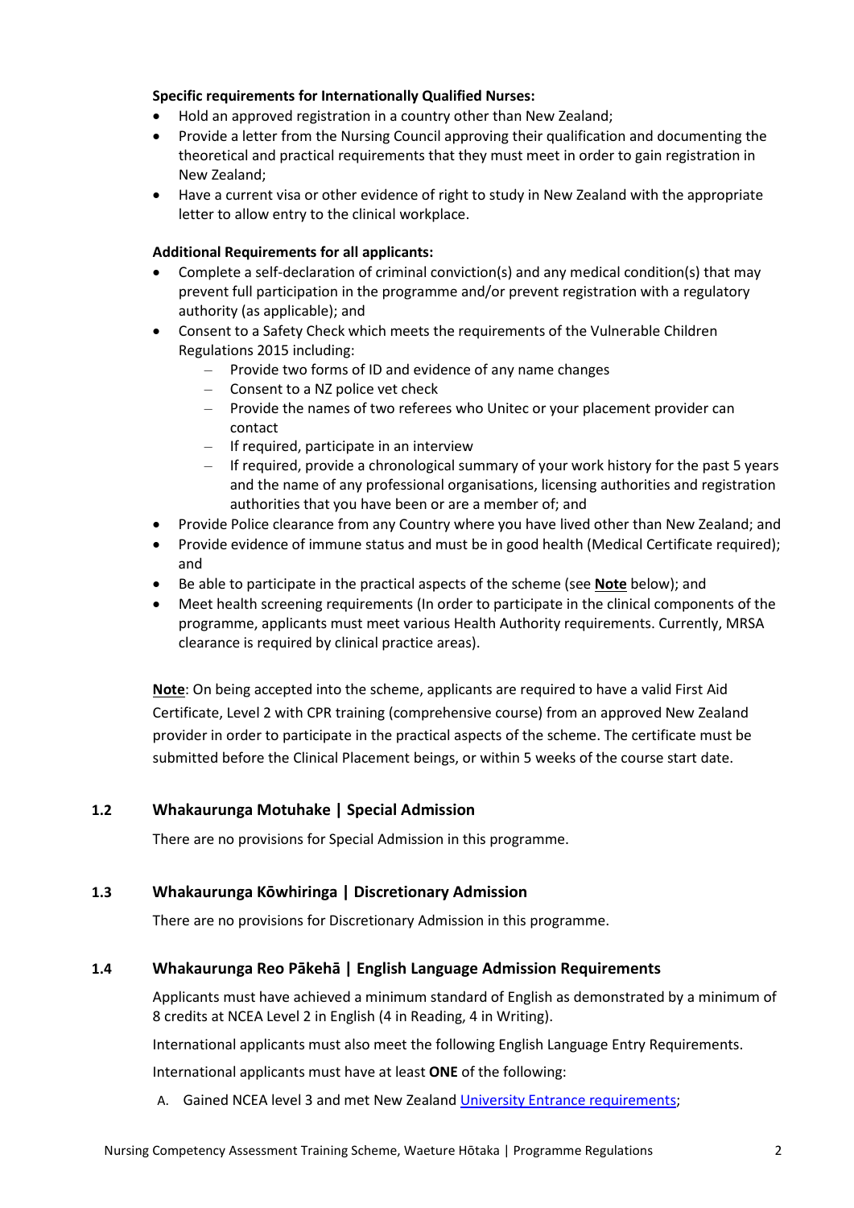**Specific requirements for Internationally Qualified Nurses:**

- Hold an approved registration in a country other than New Zealand;
- Provide a letter from the Nursing Council approving their qualification and documenting the theoretical and practical requirements that they must meet in order to gain registration in New Zealand;
- Have a current visa or other evidence of right to study in New Zealand with the appropriate letter to allow entry to the clinical workplace.

**Additional Requirements for all applicants:**

- Complete a self-declaration of criminal conviction(s) and any medical condition(s) that may prevent full participation in the programme and/or prevent registration with a regulatory authority (as applicable); and
- Consent to a Safety Check which meets the requirements of the Vulnerable Children Regulations 2015 including:
  - Provide two forms of ID and evidence of any name changes
  - Consent to a NZ police vet check
  - Provide the names of two referees who Unitec or your placement provider can contact
  - If required, participate in an interview
  - If required, provide a chronological summary of your work history for the past 5 years and the name of any professional organisations, licensing authorities and registration authorities that you have been or are a member of; and
- Provide Police clearance from any Country where you have lived other than New Zealand; and
- Provide evidence of immune status and must be in good health (Medical Certificate required); and
- Be able to participate in the practical aspects of the scheme (see **Note** below); and
- Meet health screening requirements (In order to participate in the clinical components of the programme, applicants must meet various Health Authority requirements. Currently, MRSA clearance is required by clinical practice areas).

**Note**: On being accepted into the scheme, applicants are required to have a valid First Aid Certificate, Level 2 with CPR training (comprehensive course) from an approved New Zealand provider in order to participate in the practical aspects of the scheme. The certificate must be submitted before the Clinical Placement beings, or within 5 weeks of the course start date.

### 1.2 Whakaurunga Motuhake | Special Admission

There are no provisions for Special Admission in this programme.

### 1.3 Whakaurunga Kōwhiringa | Discretionary Admission

There are no provisions for Discretionary Admission in this programme.

### 1.4 Whakaurunga Reo Pākehā | English Language Admission Requirements

Applicants must have achieved a minimum standard of English as demonstrated by a minimum of 8 credits at NCEA Level 2 in English (4 in Reading, 4 in Writing).

International applicants must also meet the following English Language Entry Requirements.

International applicants must have at least **ONE** of the following:

A. Gained NCEA level 3 and met New Zealand University Entrance requirements;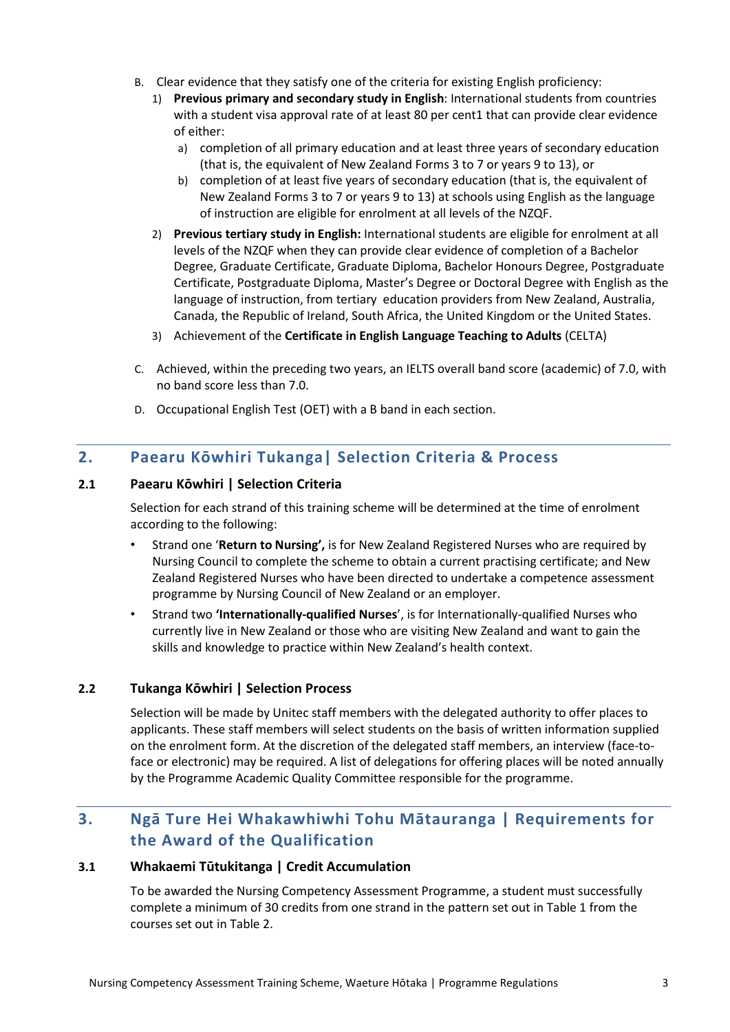B. Clear evidence that they satisfy one of the criteria for existing English proficiency:

   1) **Previous primary and secondary study in English**: International students from countries with a student visa approval rate of at least 80 per cent1 that can provide clear evidence of either:

      a) completion of all primary education and at least three years of secondary education (that is, the equivalent of New Zealand Forms 3 to 7 or years 9 to 13), or

      b) completion of at least five years of secondary education (that is, the equivalent of New Zealand Forms 3 to 7 or years 9 to 13) at schools using English as the language of instruction are eligible for enrolment at all levels of the NZQF.

   2) **Previous tertiary study in English:** International students are eligible for enrolment at all levels of the NZQF when they can provide clear evidence of completion of a Bachelor Degree, Graduate Certificate, Graduate Diploma, Bachelor Honours Degree, Postgraduate Certificate, Postgraduate Diploma, Master's Degree or Doctoral Degree with English as the language of instruction, from tertiary education providers from New Zealand, Australia, Canada, the Republic of Ireland, South Africa, the United Kingdom or the United States.

   3) Achievement of the **Certificate in English Language Teaching to Adults** (CELTA)

C. Achieved, within the preceding two years, an IELTS overall band score (academic) of 7.0, with no band score less than 7.0.

D. Occupational English Test (OET) with a B band in each section.

## 2. Paearu Kōwhiri Tukanga| Selection Criteria & Process

### 2.1 Paearu Kōwhiri | Selection Criteria

Selection for each strand of this training scheme will be determined at the time of enrolment according to the following:

- Strand one '**Return to Nursing',** is for New Zealand Registered Nurses who are required by Nursing Council to complete the scheme to obtain a current practising certificate; and New Zealand Registered Nurses who have been directed to undertake a competence assessment programme by Nursing Council of New Zealand or an employer.
- Strand two **'Internationally-qualified Nurses**', is for Internationally-qualified Nurses who currently live in New Zealand or those who are visiting New Zealand and want to gain the skills and knowledge to practice within New Zealand's health context.

### 2.2 Tukanga Kōwhiri | Selection Process

Selection will be made by Unitec staff members with the delegated authority to offer places to applicants. These staff members will select students on the basis of written information supplied on the enrolment form. At the discretion of the delegated staff members, an interview (face-to-face or electronic) may be required. A list of delegations for offering places will be noted annually by the Programme Academic Quality Committee responsible for the programme.

## 3. Ngā Ture Hei Whakawhiwhi Tohu Mātauranga | Requirements for the Award of the Qualification

### 3.1 Whakaemi Tūtukitanga | Credit Accumulation

To be awarded the Nursing Competency Assessment Programme, a student must successfully complete a minimum of 30 credits from one strand in the pattern set out in Table 1 from the courses set out in Table 2.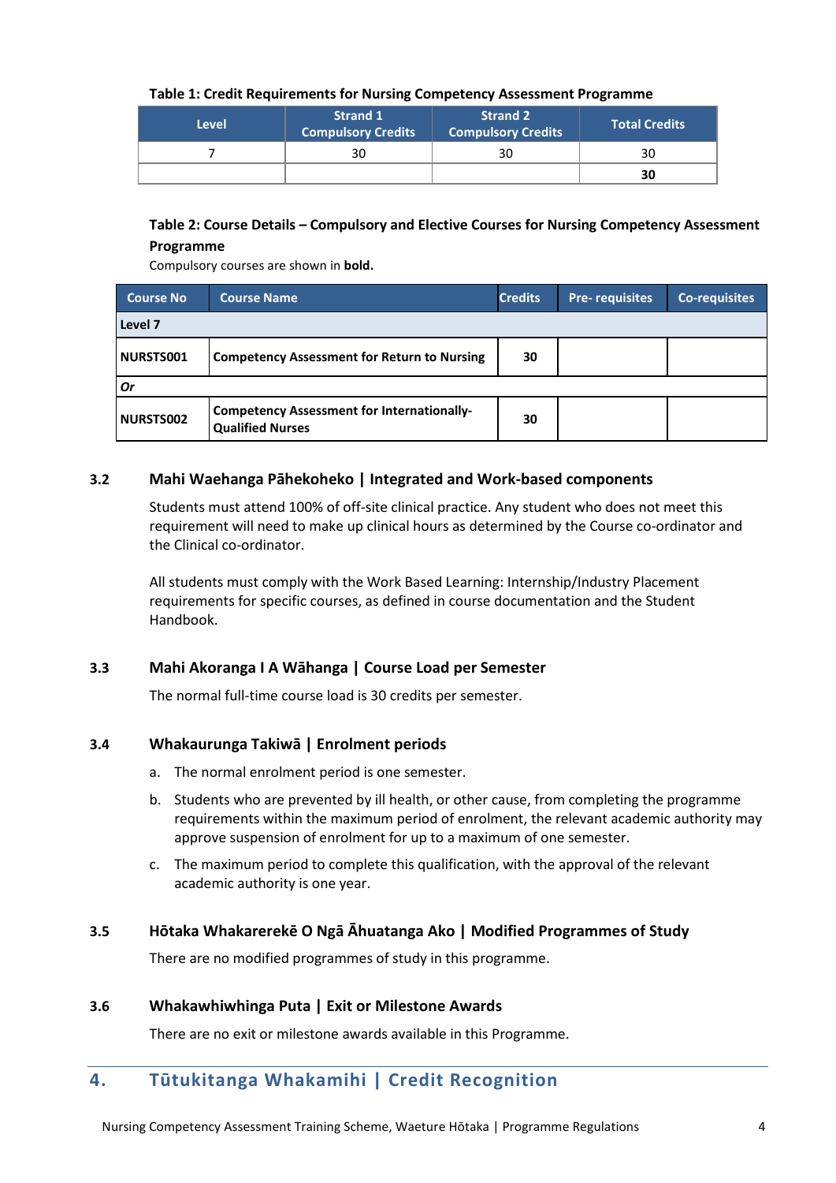**Table 1: Credit Requirements for Nursing Competency Assessment Programme**

| Level | Strand 1 Compulsory Credits | Strand 2 Compulsory Credits | Total Credits |
|---|---|---|---|
| 7 | 30 | 30 | 30 |
| | | | **30** |

**Table 2: Course Details – Compulsory and Elective Courses for Nursing Competency Assessment Programme**

Compulsory courses are shown in **bold.**

| Course No | Course Name | Credits | Pre- requisites | Co-requisites |
|---|---|---|---|---|
| **Level 7** | | | | |
| **NURSTS001** | **Competency Assessment for Return to Nursing** | **30** | | |
| ***Or*** | | | | |
| **NURSTS002** | **Competency Assessment for Internationally-Qualified Nurses** | **30** | | |

### 3.2 Mahi Waehanga Pāhekoheko | Integrated and Work-based components

Students must attend 100% of off-site clinical practice. Any student who does not meet this requirement will need to make up clinical hours as determined by the Course co-ordinator and the Clinical co-ordinator.

All students must comply with the Work Based Learning: Internship/Industry Placement requirements for specific courses, as defined in course documentation and the Student Handbook.

### 3.3 Mahi Akoranga I A Wāhanga | Course Load per Semester

The normal full-time course load is 30 credits per semester.

### 3.4 Whakaurunga Takiwā | Enrolment periods

a. The normal enrolment period is one semester.

b. Students who are prevented by ill health, or other cause, from completing the programme requirements within the maximum period of enrolment, the relevant academic authority may approve suspension of enrolment for up to a maximum of one semester.

c. The maximum period to complete this qualification, with the approval of the relevant academic authority is one year.

### 3.5 Hōtaka Whakarerekē O Ngā Āhuatanga Ako | Modified Programmes of Study

There are no modified programmes of study in this programme.

### 3.6 Whakawhiwhinga Puta | Exit or Milestone Awards

There are no exit or milestone awards available in this Programme.

## 4. Tūtukitanga Whakamihi | Credit Recognition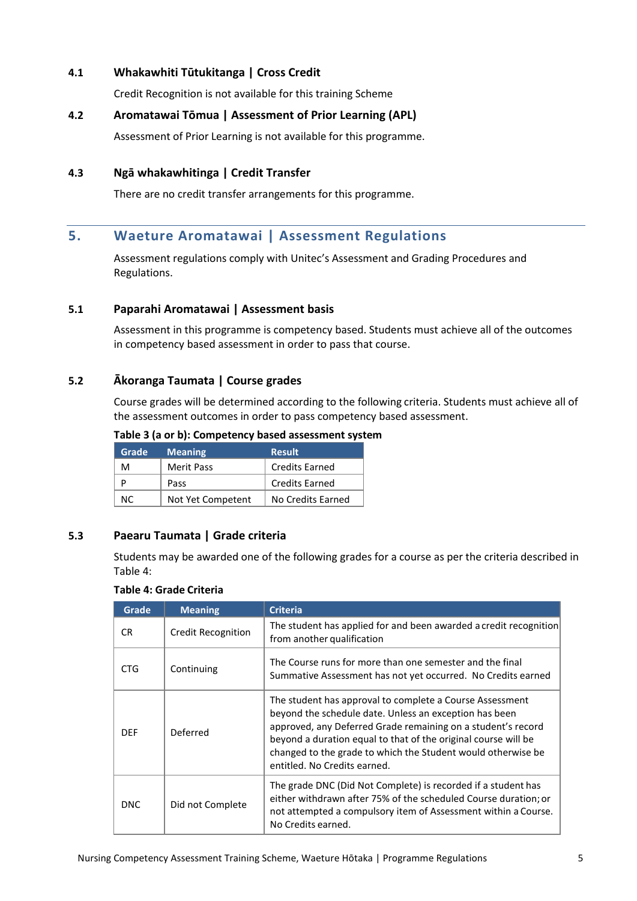### 4.1 Whakawhiti Tūtukitanga | Cross Credit

Credit Recognition is not available for this training Scheme

### 4.2 Aromatawai Tōmua | Assessment of Prior Learning (APL)

Assessment of Prior Learning is not available for this programme.

### 4.3 Ngā whakawhitinga | Credit Transfer

There are no credit transfer arrangements for this programme.

## 5. Waeture Aromatawai | Assessment Regulations

Assessment regulations comply with Unitec's Assessment and Grading Procedures and Regulations.

### 5.1 Paparahi Aromatawai | Assessment basis

Assessment in this programme is competency based. Students must achieve all of the outcomes in competency based assessment in order to pass that course.

### 5.2 Ākoranga Taumata | Course grades

Course grades will be determined according to the following criteria. Students must achieve all of the assessment outcomes in order to pass competency based assessment.

**Table 3 (a or b): Competency based assessment system**

| Grade | Meaning | Result |
|---|---|---|
| M | Merit Pass | Credits Earned |
| P | Pass | Credits Earned |
| NC | Not Yet Competent | No Credits Earned |

### 5.3 Paearu Taumata | Grade criteria

Students may be awarded one of the following grades for a course as per the criteria described in Table 4:

**Table 4: Grade Criteria**

| Grade | Meaning | Criteria |
|---|---|---|
| CR | Credit Recognition | The student has applied for and been awarded a credit recognition from another qualification |
| CTG | Continuing | The Course runs for more than one semester and the final Summative Assessment has not yet occurred. No Credits earned |
| DEF | Deferred | The student has approval to complete a Course Assessment beyond the schedule date. Unless an exception has been approved, any Deferred Grade remaining on a student's record beyond a duration equal to that of the original course will be changed to the grade to which the Student would otherwise be entitled. No Credits earned. |
| DNC | Did not Complete | The grade DNC (Did Not Complete) is recorded if a student has either withdrawn after 75% of the scheduled Course duration; or not attempted a compulsory item of Assessment within a Course. No Credits earned. |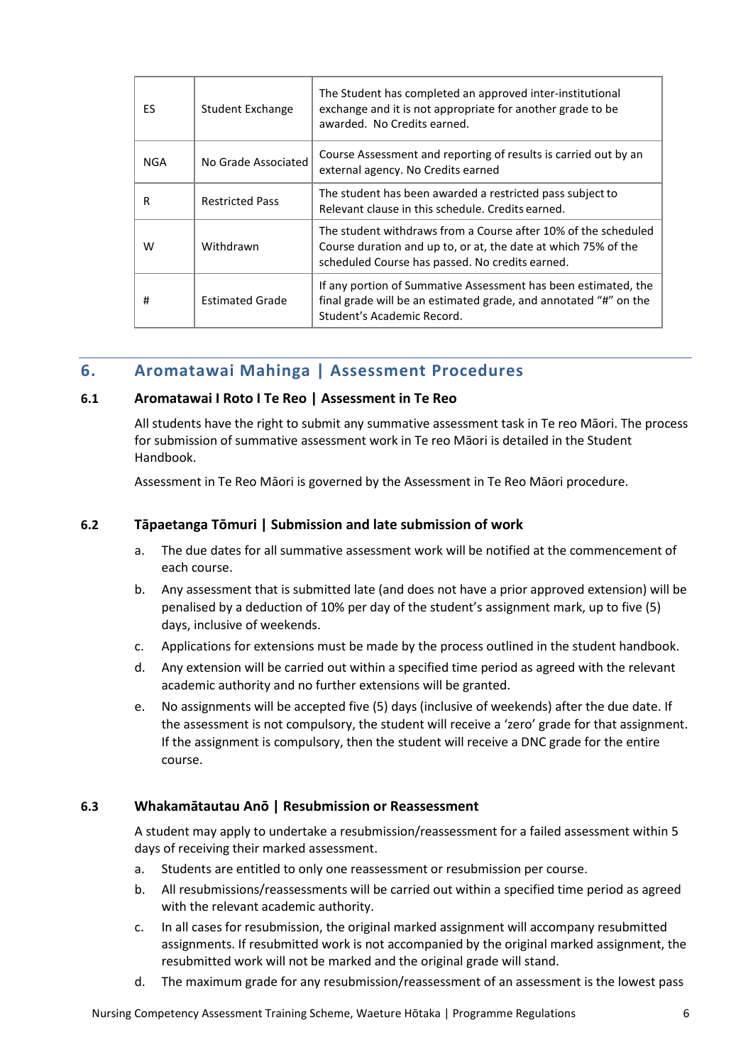| ES | Student Exchange | The Student has completed an approved inter-institutional exchange and it is not appropriate for another grade to be awarded. No Credits earned. |
|---|---|---|
| NGA | No Grade Associated | Course Assessment and reporting of results is carried out by an external agency. No Credits earned |
| R | Restricted Pass | The student has been awarded a restricted pass subject to Relevant clause in this schedule. Credits earned. |
| W | Withdrawn | The student withdraws from a Course after 10% of the scheduled Course duration and up to, or at, the date at which 75% of the scheduled Course has passed. No credits earned. |
| # | Estimated Grade | If any portion of Summative Assessment has been estimated, the final grade will be an estimated grade, and annotated "#" on the Student's Academic Record. |

## 6. Aromatawai Mahinga | Assessment Procedures

### 6.1 Aromatawai I Roto I Te Reo | Assessment in Te Reo

All students have the right to submit any summative assessment task in Te reo Māori. The process for submission of summative assessment work in Te reo Māori is detailed in the Student Handbook.

Assessment in Te Reo Māori is governed by the Assessment in Te Reo Māori procedure.

### 6.2 Tāpaetanga Tōmuri | Submission and late submission of work

a. The due dates for all summative assessment work will be notified at the commencement of each course.

b. Any assessment that is submitted late (and does not have a prior approved extension) will be penalised by a deduction of 10% per day of the student's assignment mark, up to five (5) days, inclusive of weekends.

c. Applications for extensions must be made by the process outlined in the student handbook.

d. Any extension will be carried out within a specified time period as agreed with the relevant academic authority and no further extensions will be granted.

e. No assignments will be accepted five (5) days (inclusive of weekends) after the due date. If the assessment is not compulsory, the student will receive a 'zero' grade for that assignment. If the assignment is compulsory, then the student will receive a DNC grade for the entire course.

### 6.3 Whakamātautau Anō | Resubmission or Reassessment

A student may apply to undertake a resubmission/reassessment for a failed assessment within 5 days of receiving their marked assessment.

a. Students are entitled to only one reassessment or resubmission per course.

b. All resubmissions/reassessments will be carried out within a specified time period as agreed with the relevant academic authority.

c. In all cases for resubmission, the original marked assignment will accompany resubmitted assignments. If resubmitted work is not accompanied by the original marked assignment, the resubmitted work will not be marked and the original grade will stand.

d. The maximum grade for any resubmission/reassessment of an assessment is the lowest pass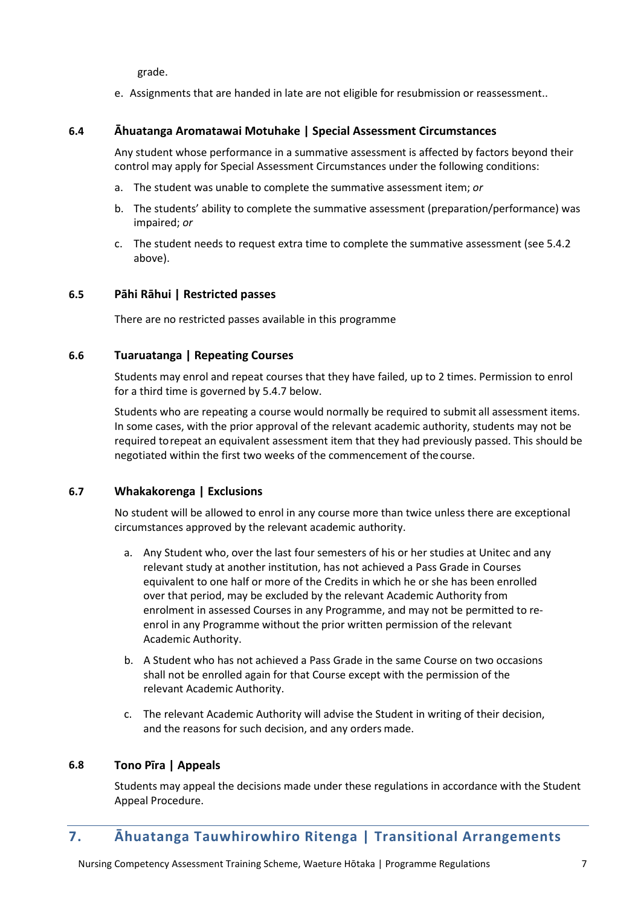grade.

e. Assignments that are handed in late are not eligible for resubmission or reassessment..

### 6.4 Āhuatanga Aromatawai Motuhake | Special Assessment Circumstances

Any student whose performance in a summative assessment is affected by factors beyond their control may apply for Special Assessment Circumstances under the following conditions:

a. The student was unable to complete the summative assessment item; *or*

b. The students' ability to complete the summative assessment (preparation/performance) was impaired; *or*

c. The student needs to request extra time to complete the summative assessment (see 5.4.2 above).

### 6.5 Pāhi Rāhui | Restricted passes

There are no restricted passes available in this programme

### 6.6 Tuaruatanga | Repeating Courses

Students may enrol and repeat courses that they have failed, up to 2 times. Permission to enrol for a third time is governed by 5.4.7 below.

Students who are repeating a course would normally be required to submit all assessment items. In some cases, with the prior approval of the relevant academic authority, students may not be required to repeat an equivalent assessment item that they had previously passed. This should be negotiated within the first two weeks of the commencement of the course.

### 6.7 Whakakorenga | Exclusions

No student will be allowed to enrol in any course more than twice unless there are exceptional circumstances approved by the relevant academic authority.

a. Any Student who, over the last four semesters of his or her studies at Unitec and any relevant study at another institution, has not achieved a Pass Grade in Courses equivalent to one half or more of the Credits in which he or she has been enrolled over that period, may be excluded by the relevant Academic Authority from enrolment in assessed Courses in any Programme, and may not be permitted to re-enrol in any Programme without the prior written permission of the relevant Academic Authority.

b. A Student who has not achieved a Pass Grade in the same Course on two occasions shall not be enrolled again for that Course except with the permission of the relevant Academic Authority.

c. The relevant Academic Authority will advise the Student in writing of their decision, and the reasons for such decision, and any orders made.

### 6.8 Tono Pīra | Appeals

Students may appeal the decisions made under these regulations in accordance with the Student Appeal Procedure.

## 7. Āhuatanga Tauwhirowhiro Ritenga | Transitional Arrangements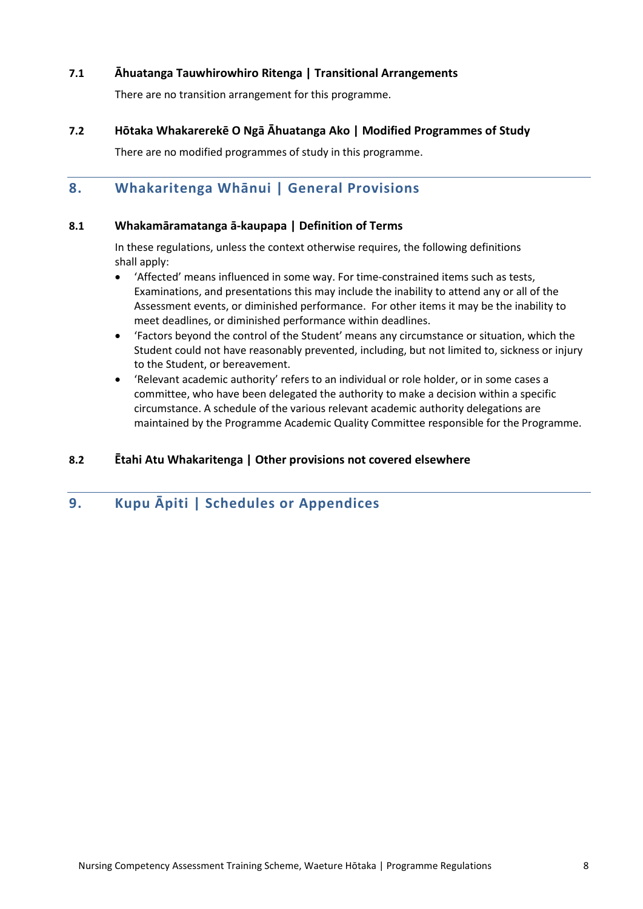### 7.1 Āhuatanga Tauwhirowhiro Ritenga | Transitional Arrangements

There are no transition arrangement for this programme.

### 7.2 Hōtaka Whakarerekē O Ngā Āhuatanga Ako | Modified Programmes of Study

There are no modified programmes of study in this programme.

## 8. Whakaritenga Whānui | General Provisions

### 8.1 Whakamāramatanga ā-kaupapa | Definition of Terms

In these regulations, unless the context otherwise requires, the following definitions shall apply:

- 'Affected' means influenced in some way. For time-constrained items such as tests, Examinations, and presentations this may include the inability to attend any or all of the Assessment events, or diminished performance. For other items it may be the inability to meet deadlines, or diminished performance within deadlines.
- 'Factors beyond the control of the Student' means any circumstance or situation, which the Student could not have reasonably prevented, including, but not limited to, sickness or injury to the Student, or bereavement.
- 'Relevant academic authority' refers to an individual or role holder, or in some cases a committee, who have been delegated the authority to make a decision within a specific circumstance. A schedule of the various relevant academic authority delegations are maintained by the Programme Academic Quality Committee responsible for the Programme.

### 8.2 Ētahi Atu Whakaritenga | Other provisions not covered elsewhere

## 9. Kupu Āpiti | Schedules or Appendices